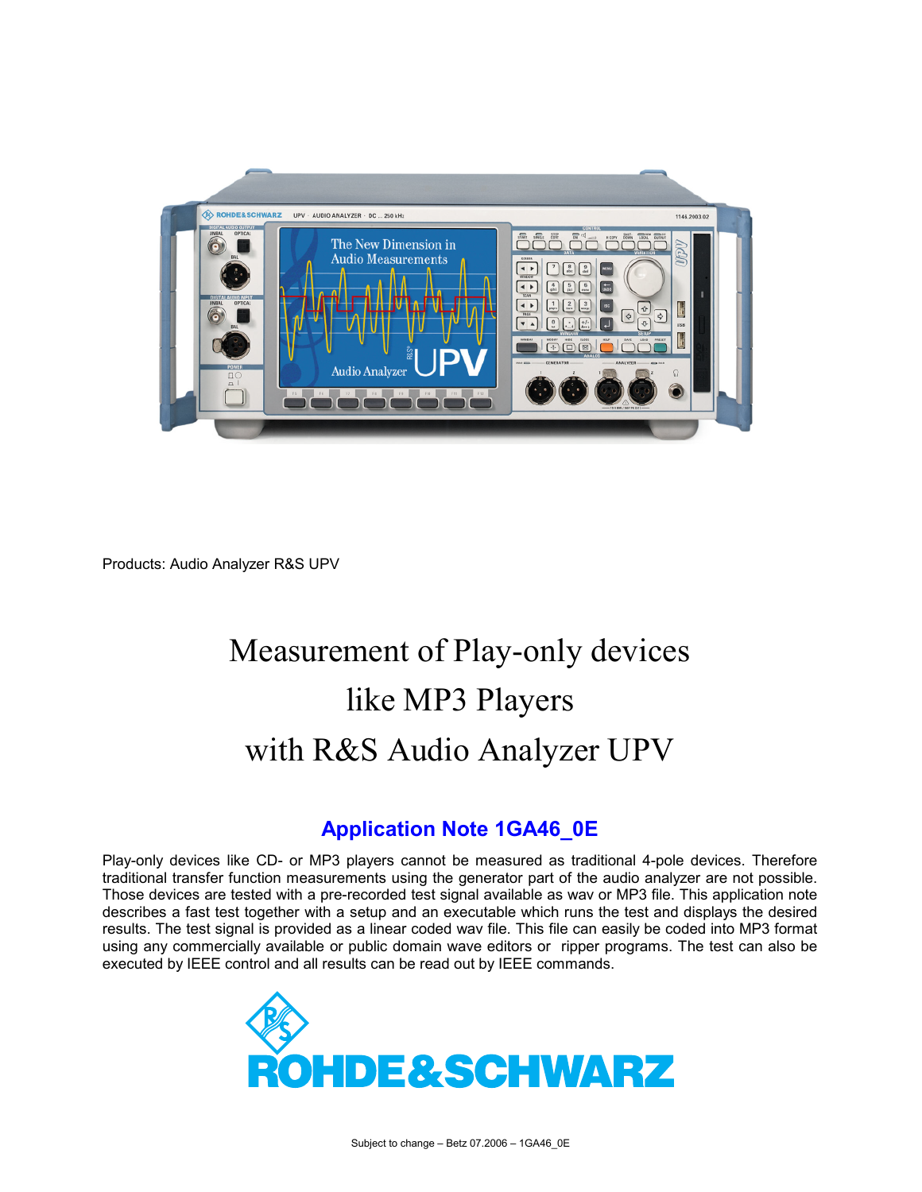Products: Audio Analyzer R&S UPV

# Measurement of Play-only devices like MP3 Players with R&S Audio Analyzer UPV

## Application Note 1GA46_0E

Play-only devices like CD- or MP3 players cannot be measured as traditional 4-pole devices. Therefore traditional transfer function measurements using the generator part of the audio analyzer are not possible. Those devices are tested with a pre-recorded test signal available as wav or MP3 file. This application note describes a fast test together with a setup and an executable which runs the test and displays the desired results. The test signal is provided as a linear coded wav file. This file can easily be coded into MP3 format using any commercially available or public domain wave editors or ripper programs. The test can also be executed by IEEE control and all results can be read out by IEEE commands.

ROHDE&SCHWARZ

Subject to change – Betz 07.2006 – 1GA46_0E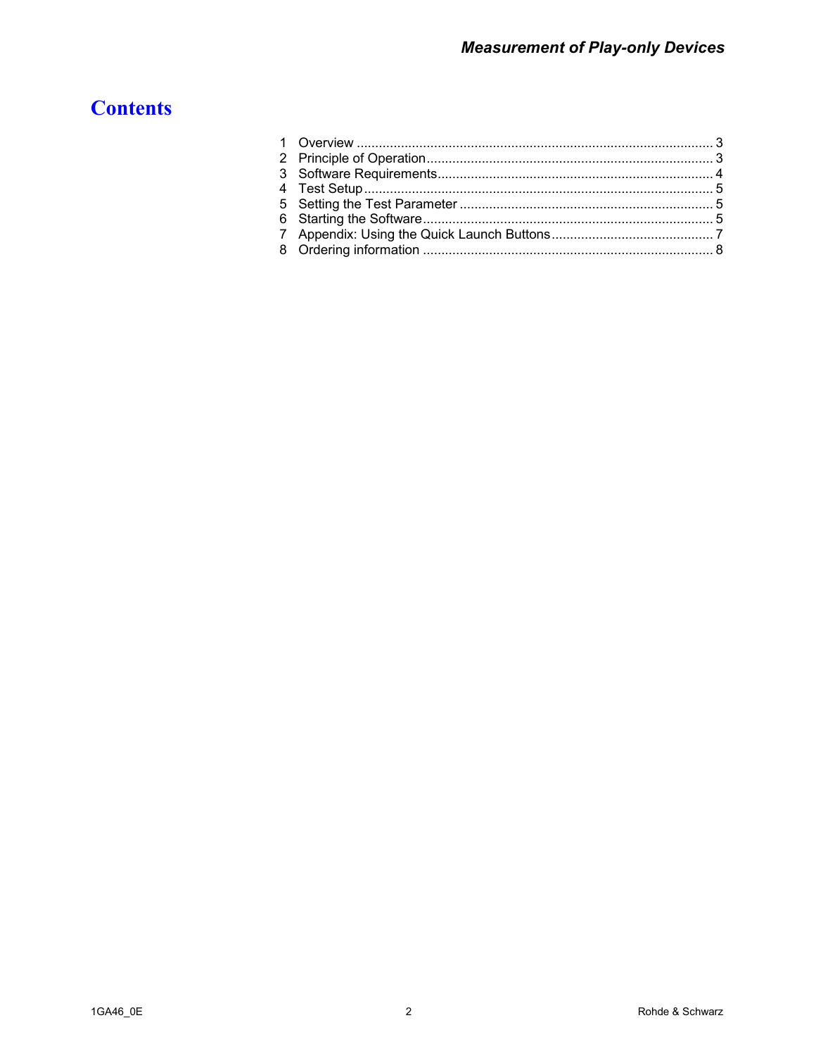# Contents

1 Overview ..................................................................................... 3
2 Principle of Operation.................................................................... 3
3 Software Requirements.................................................................. 4
4 Test Setup ..................................................................................... 5
5 Setting the Test Parameter ............................................................. 5
6 Starting the Software....................................................................... 5
7 Appendix: Using the Quick Launch Buttons....................................... 7
8 Ordering information ....................................................................... 8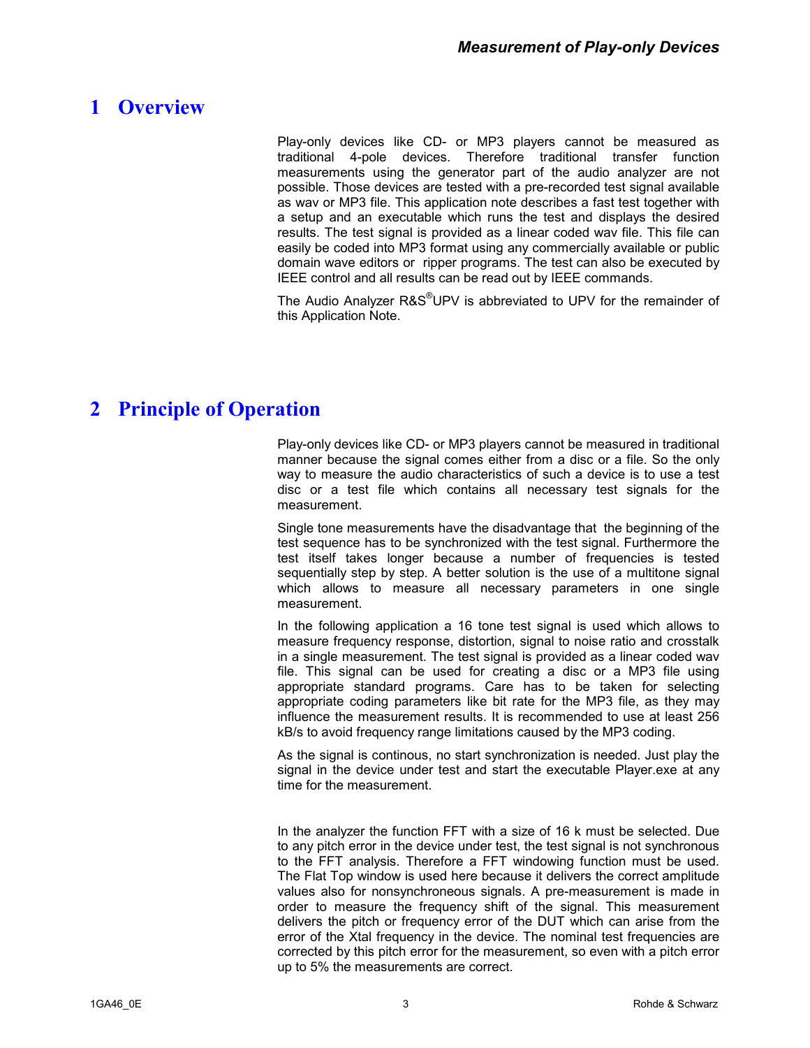# 1 Overview

Play-only devices like CD- or MP3 players cannot be measured as traditional 4-pole devices. Therefore traditional transfer function measurements using the generator part of the audio analyzer are not possible. Those devices are tested with a pre-recorded test signal available as wav or MP3 file. This application note describes a fast test together with a setup and an executable which runs the test and displays the desired results. The test signal is provided as a linear coded wav file. This file can easily be coded into MP3 format using any commercially available or public domain wave editors or ripper programs. The test can also be executed by IEEE control and all results can be read out by IEEE commands.

The Audio Analyzer R&S®UPV is abbreviated to UPV for the remainder of this Application Note.

# 2 Principle of Operation

Play-only devices like CD- or MP3 players cannot be measured in traditional manner because the signal comes either from a disc or a file. So the only way to measure the audio characteristics of such a device is to use a test disc or a test file which contains all necessary test signals for the measurement.

Single tone measurements have the disadvantage that the beginning of the test sequence has to be synchronized with the test signal. Furthermore the test itself takes longer because a number of frequencies is tested sequentially step by step. A better solution is the use of a multitone signal which allows to measure all necessary parameters in one single measurement.

In the following application a 16 tone test signal is used which allows to measure frequency response, distortion, signal to noise ratio and crosstalk in a single measurement. The test signal is provided as a linear coded wav file. This signal can be used for creating a disc or a MP3 file using appropriate standard programs. Care has to be taken for selecting appropriate coding parameters like bit rate for the MP3 file, as they may influence the measurement results. It is recommended to use at least 256 kB/s to avoid frequency range limitations caused by the MP3 coding.

As the signal is continous, no start synchronization is needed. Just play the signal in the device under test and start the executable Player.exe at any time for the measurement.

In the analyzer the function FFT with a size of 16 k must be selected. Due to any pitch error in the device under test, the test signal is not synchronous to the FFT analysis. Therefore a FFT windowing function must be used. The Flat Top window is used here because it delivers the correct amplitude values also for nonsynchroneous signals. A pre-measurement is made in order to measure the frequency shift of the signal. This measurement delivers the pitch or frequency error of the DUT which can arise from the error of the Xtal frequency in the device. The nominal test frequencies are corrected by this pitch error for the measurement, so even with a pitch error up to 5% the measurements are correct.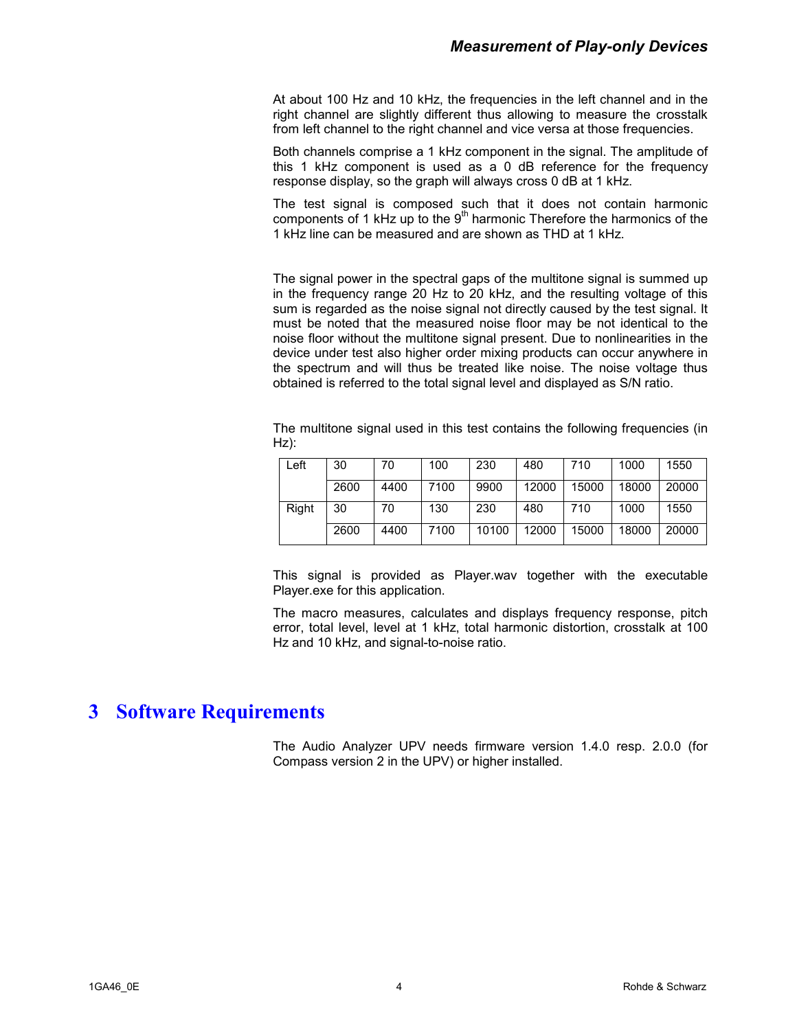At about 100 Hz and 10 kHz, the frequencies in the left channel and in the right channel are slightly different thus allowing to measure the crosstalk from left channel to the right channel and vice versa at those frequencies.

Both channels comprise a 1 kHz component in the signal. The amplitude of this 1 kHz component is used as a 0 dB reference for the frequency response display, so the graph will always cross 0 dB at 1 kHz.

The test signal is composed such that it does not contain harmonic components of 1 kHz up to the 9$^{th}$ harmonic Therefore the harmonics of the 1 kHz line can be measured and are shown as THD at 1 kHz.

The signal power in the spectral gaps of the multitone signal is summed up in the frequency range 20 Hz to 20 kHz, and the resulting voltage of this sum is regarded as the noise signal not directly caused by the test signal. It must be noted that the measured noise floor may be not identical to the noise floor without the multitone signal present. Due to nonlinearities in the device under test also higher order mixing products can occur anywhere in the spectrum and will thus be treated like noise. The noise voltage thus obtained is referred to the total signal level and displayed as S/N ratio.

The multitone signal used in this test contains the following frequencies (in Hz):

| | | | | | | | | |
|---|---|---|---|---|---|---|---|---|
| Left | 30 | 70 | 100 | 230 | 480 | 710 | 1000 | 1550 |
| | 2600 | 4400 | 7100 | 9900 | 12000 | 15000 | 18000 | 20000 |
| Right | 30 | 70 | 130 | 230 | 480 | 710 | 1000 | 1550 |
| | 2600 | 4400 | 7100 | 10100 | 12000 | 15000 | 18000 | 20000 |

This signal is provided as Player.wav together with the executable Player.exe for this application.

The macro measures, calculates and displays frequency response, pitch error, total level, level at 1 kHz, total harmonic distortion, crosstalk at 100 Hz and 10 kHz, and signal-to-noise ratio.

# 3 Software Requirements

The Audio Analyzer UPV needs firmware version 1.4.0 resp. 2.0.0 (for Compass version 2 in the UPV) or higher installed.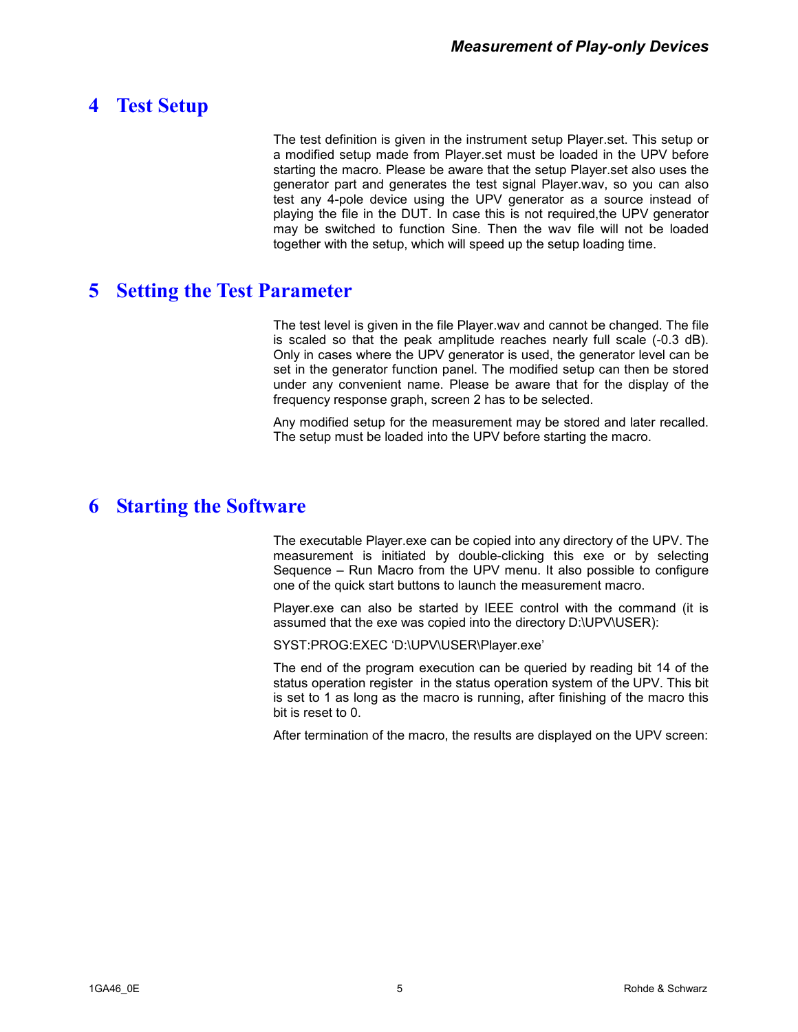# 4 Test Setup

The test definition is given in the instrument setup Player.set. This setup or a modified setup made from Player.set must be loaded in the UPV before starting the macro. Please be aware that the setup Player.set also uses the generator part and generates the test signal Player.wav, so you can also test any 4-pole device using the UPV generator as a source instead of playing the file in the DUT. In case this is not required,the UPV generator may be switched to function Sine. Then the wav file will not be loaded together with the setup, which will speed up the setup loading time.

# 5 Setting the Test Parameter

The test level is given in the file Player.wav and cannot be changed. The file is scaled so that the peak amplitude reaches nearly full scale (-0.3 dB). Only in cases where the UPV generator is used, the generator level can be set in the generator function panel. The modified setup can then be stored under any convenient name. Please be aware that for the display of the frequency response graph, screen 2 has to be selected.

Any modified setup for the measurement may be stored and later recalled. The setup must be loaded into the UPV before starting the macro.

# 6 Starting the Software

The executable Player.exe can be copied into any directory of the UPV. The measurement is initiated by double-clicking this exe or by selecting Sequence – Run Macro from the UPV menu. It also possible to configure one of the quick start buttons to launch the measurement macro.

Player.exe can also be started by IEEE control with the command (it is assumed that the exe was copied into the directory D:\UPV\USER):

SYST:PROG:EXEC ‘D:\UPV\USER\Player.exe’

The end of the program execution can be queried by reading bit 14 of the status operation register in the status operation system of the UPV. This bit is set to 1 as long as the macro is running, after finishing of the macro this bit is reset to 0.

After termination of the macro, the results are displayed on the UPV screen: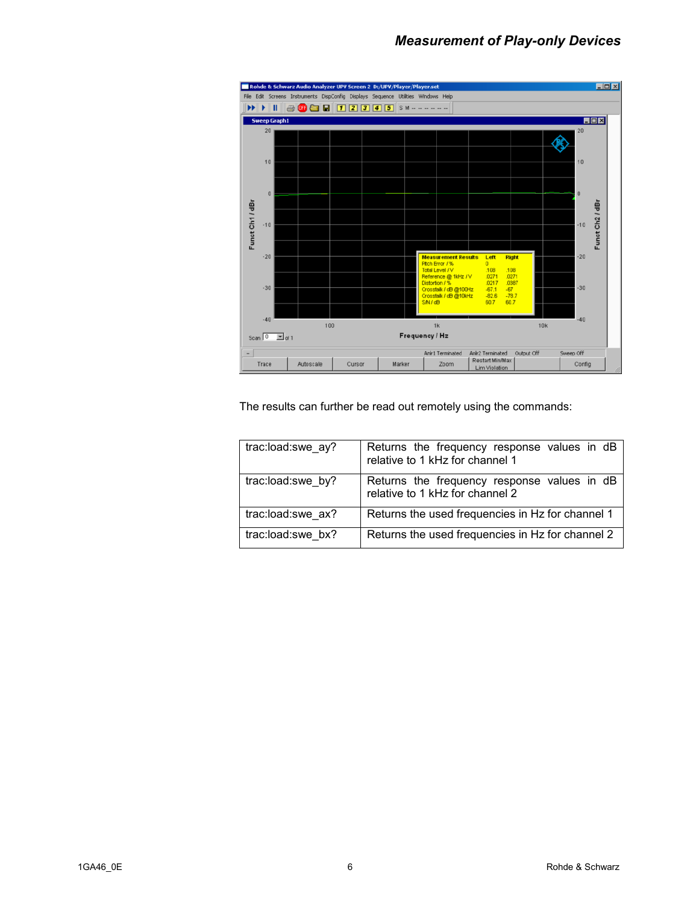The results can further be read out remotely using the commands:

| | |
|---|---|
| trac:load:swe_ay? | Returns the frequency response values in dB relative to 1 kHz for channel 1 |
| trac:load:swe_by? | Returns the frequency response values in dB relative to 1 kHz for channel 2 |
| trac:load:swe_ax? | Returns the used frequencies in Hz for channel 1 |
| trac:load:swe_bx? | Returns the used frequencies in Hz for channel 2 |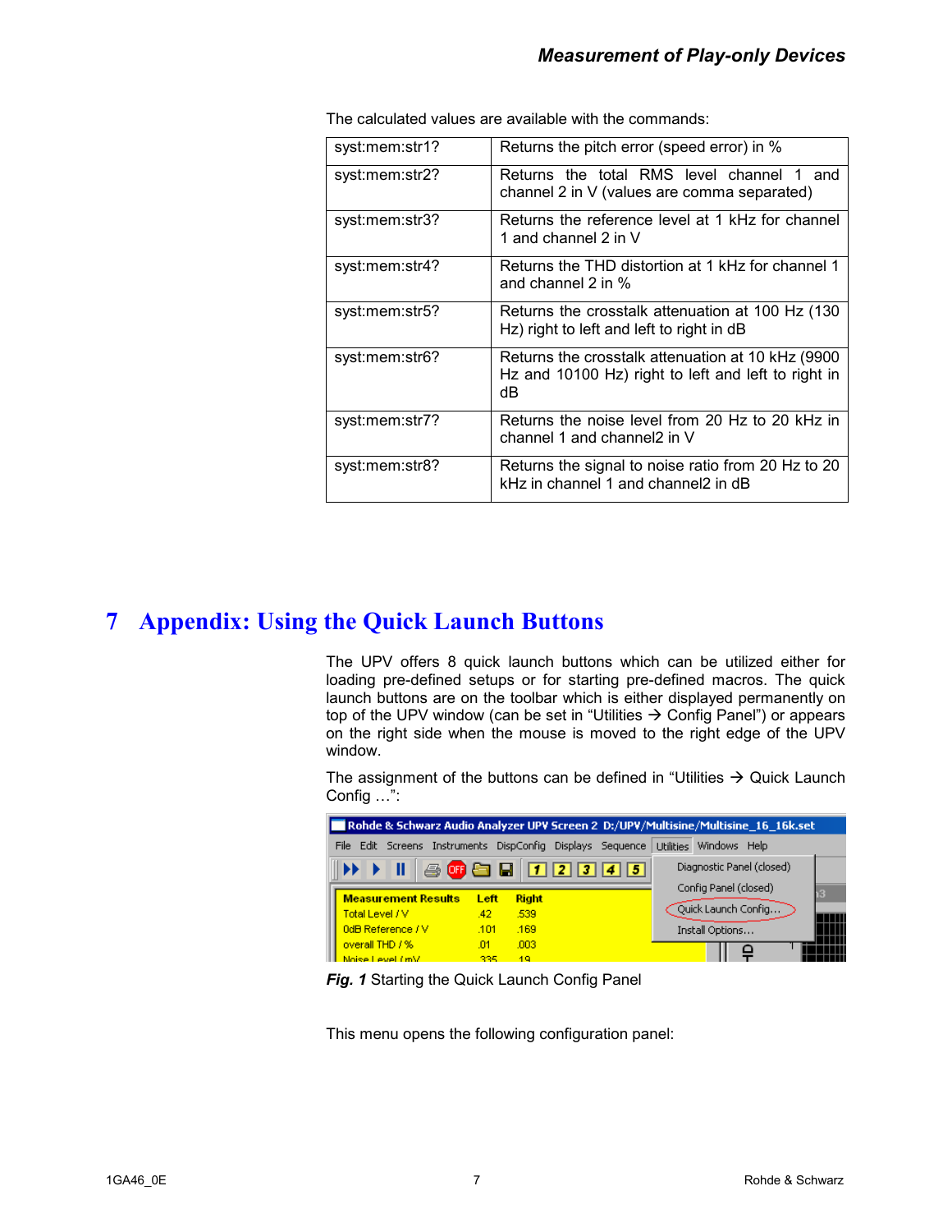The calculated values are available with the commands:

| syst:mem:str1? | Returns the pitch error (speed error) in % |
|---|---|
| syst:mem:str2? | Returns the total RMS level channel 1 and channel 2 in V (values are comma separated) |
| syst:mem:str3? | Returns the reference level at 1 kHz for channel 1 and channel 2 in V |
| syst:mem:str4? | Returns the THD distortion at 1 kHz for channel 1 and channel 2 in % |
| syst:mem:str5? | Returns the crosstalk attenuation at 100 Hz (130 Hz) right to left and left to right in dB |
| syst:mem:str6? | Returns the crosstalk attenuation at 10 kHz (9900 Hz and 10100 Hz) right to left and left to right in dB |
| syst:mem:str7? | Returns the noise level from 20 Hz to 20 kHz in channel 1 and channel2 in V |
| syst:mem:str8? | Returns the signal to noise ratio from 20 Hz to 20 kHz in channel 1 and channel2 in dB |

# 7 Appendix: Using the Quick Launch Buttons

The UPV offers 8 quick launch buttons which can be utilized either for loading pre-defined setups or for starting pre-defined macros. The quick launch buttons are on the toolbar which is either displayed permanently on top of the UPV window (can be set in "Utilities → Config Panel") or appears on the right side when the mouse is moved to the right edge of the UPV window.

The assignment of the buttons can be defined in "Utilities → Quick Launch Config …":

***Fig. 1*** Starting the Quick Launch Config Panel

This menu opens the following configuration panel: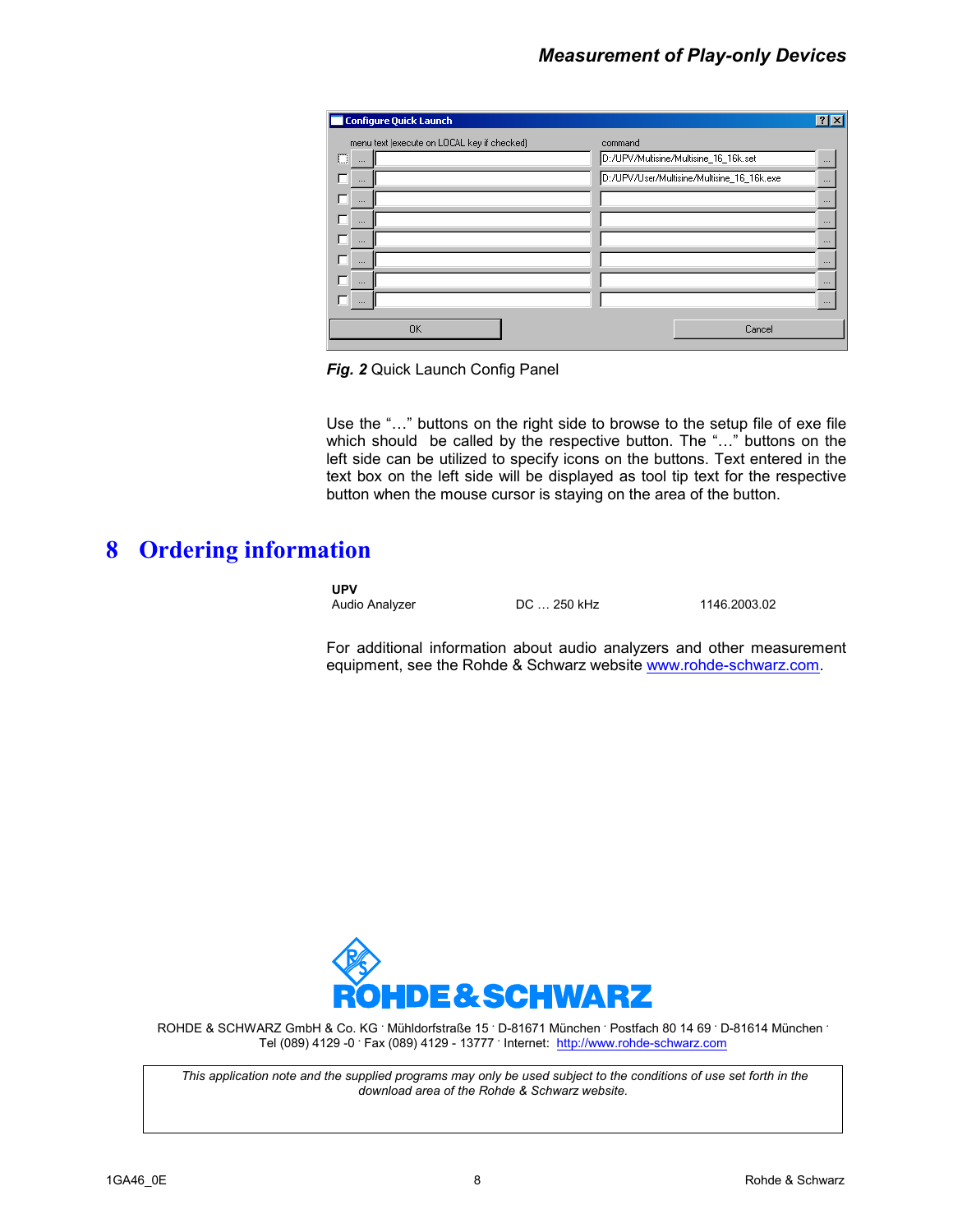Fig. 2 Quick Launch Config Panel

Use the "…" buttons on the right side to browse to the setup file of exe file which should be called by the respective button. The "…" buttons on the left side can be utilized to specify icons on the buttons. Text entered in the text box on the left side will be displayed as tool tip text for the respective button when the mouse cursor is staying on the area of the button.

# 8 Ordering information

| | | |
|---|---|---|
| **UPV** | | |
| Audio Analyzer | DC … 250 kHz | 1146.2003.02 |

For additional information about audio analyzers and other measurement equipment, see the Rohde & Schwarz website www.rohde-schwarz.com.

ROHDE & SCHWARZ GmbH & Co. KG · Mühldorfstraße 15 · D-81671 München · Postfach 80 14 69 · D-81614 München · Tel (089) 4129 -0 · Fax (089) 4129 - 13777 · Internet: http://www.rohde-schwarz.com

*This application note and the supplied programs may only be used subject to the conditions of use set forth in the download area of the Rohde & Schwarz website.*